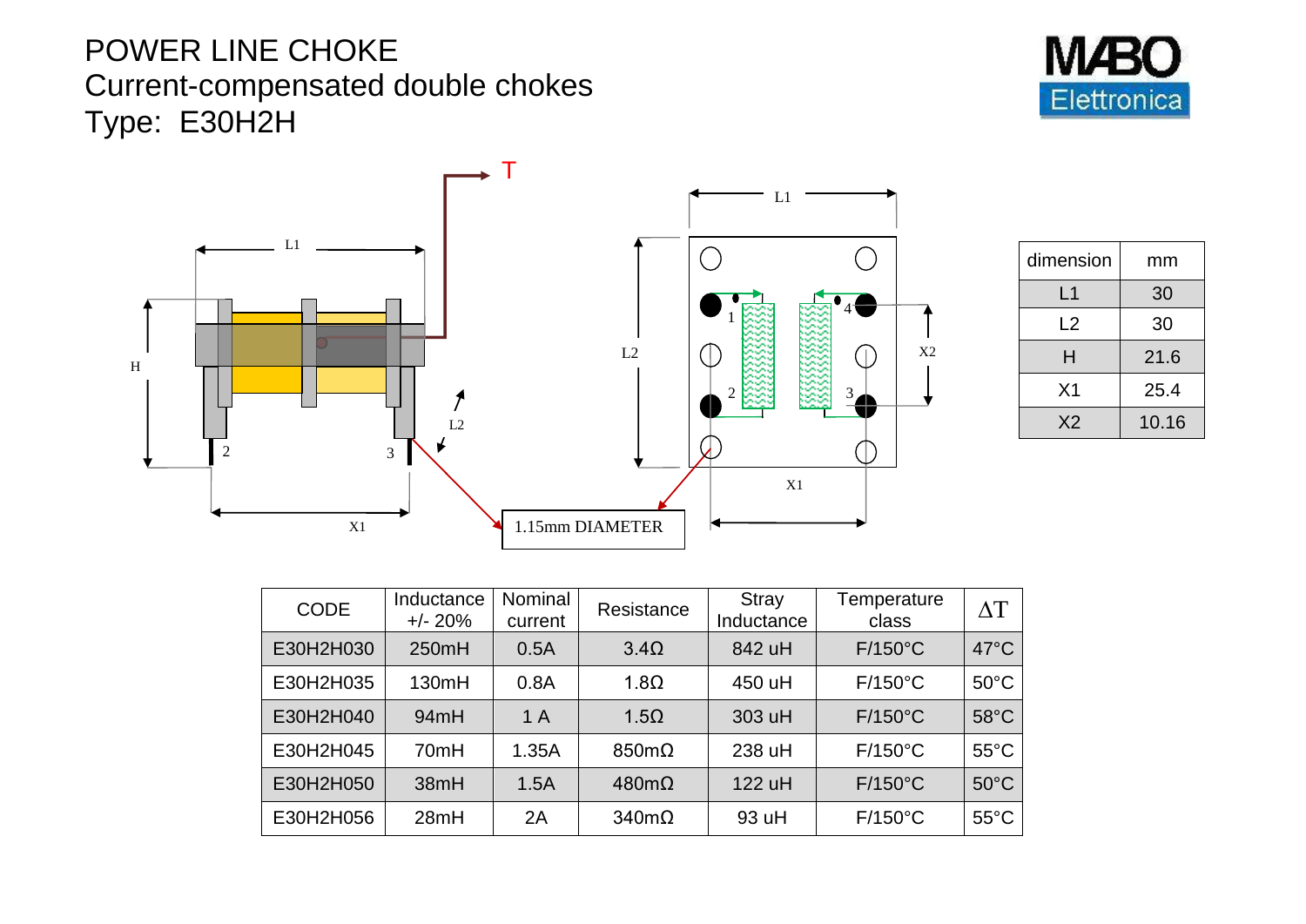# POWER LINE CHOKE

## Current-compensated double chokes

## Type: E30H2H

MABO Elettronica

| dimension | mm |
|---|---|
| L1 | 30 |
| L2 | 30 |
| H | 21.6 |
| X1 | 25.4 |
| X2 | 10.16 |

1.15mm DIAMETER

| CODE | Inductance +/- 20% | Nominal current | Resistance | Stray Inductance | Temperature class | ΔT |
|---|---|---|---|---|---|---|
| E30H2H030 | 250mH | 0.5A | 3.4Ω | 842 uH | F/150°C | 47°C |
| E30H2H035 | 130mH | 0.8A | 1.8Ω | 450 uH | F/150°C | 50°C |
| E30H2H040 | 94mH | 1 A | 1.5Ω | 303 uH | F/150°C | 58°C |
| E30H2H045 | 70mH | 1.35A | 850mΩ | 238 uH | F/150°C | 55°C |
| E30H2H050 | 38mH | 1.5A | 480mΩ | 122 uH | F/150°C | 50°C |
| E30H2H056 | 28mH | 2A | 340mΩ | 93 uH | F/150°C | 55°C |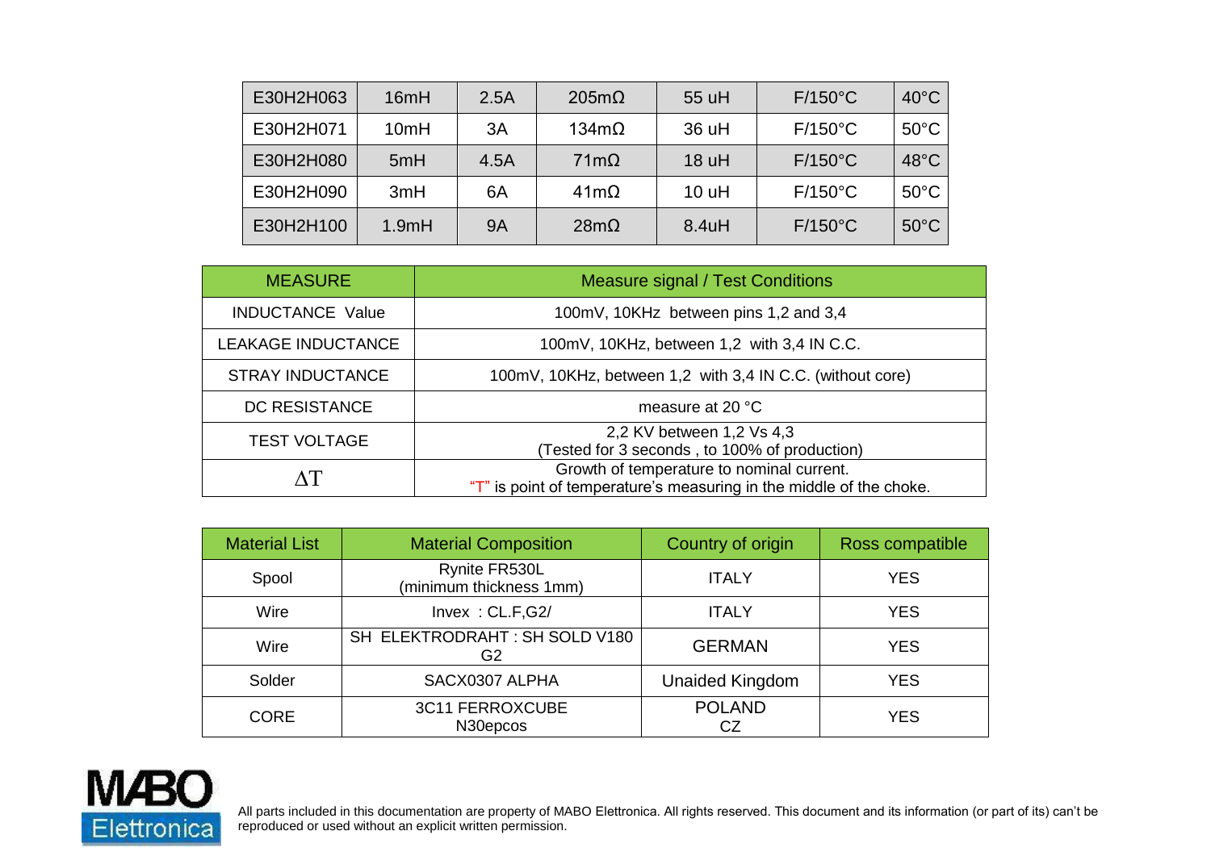| | | | | | | |
|---|---|---|---|---|---|---|
| E30H2H063 | 16mH | 2.5A | 205mΩ | 55 uH | F/150°C | 40°C |
| E30H2H071 | 10mH | 3A | 134mΩ | 36 uH | F/150°C | 50°C |
| E30H2H080 | 5mH | 4.5A | 71mΩ | 18 uH | F/150°C | 48°C |
| E30H2H090 | 3mH | 6A | 41mΩ | 10 uH | F/150°C | 50°C |
| E30H2H100 | 1.9mH | 9A | 28mΩ | 8.4uH | F/150°C | 50°C |

| MEASURE | Measure signal / Test Conditions |
|---|---|
| INDUCTANCE Value | 100mV, 10KHz between pins 1,2 and 3,4 |
| LEAKAGE INDUCTANCE | 100mV, 10KHz, between 1,2 with 3,4 IN C.C. |
| STRAY INDUCTANCE | 100mV, 10KHz, between 1,2 with 3,4 IN C.C. (without core) |
| DC RESISTANCE | measure at 20 °C |
| TEST VOLTAGE | 2,2 KV between 1,2 Vs 4,3<br>(Tested for 3 seconds , to 100% of production) |
| $\Delta T$ | Growth of temperature to nominal current.<br>"T" is point of temperature's measuring in the middle of the choke. |

| Material List | Material Composition | Country of origin | Ross compatible |
|---|---|---|---|
| Spool | Rynite FR530L<br>(minimum thickness 1mm) | ITALY | YES |
| Wire | Invex : CL.F,G2/ | ITALY | YES |
| Wire | SH ELEKTRODRAHT : SH SOLD V180 G2 | GERMAN | YES |
| Solder | SACX0307 ALPHA | Unaided Kingdom | YES |
| CORE | 3C11 FERROXCUBE<br>N30epcos | POLAND<br>CZ | YES |

MABO Elettronica

All parts included in this documentation are property of MABO Elettronica. All rights reserved. This document and its information (or part of its) can't be reproduced or used without an explicit written permission.